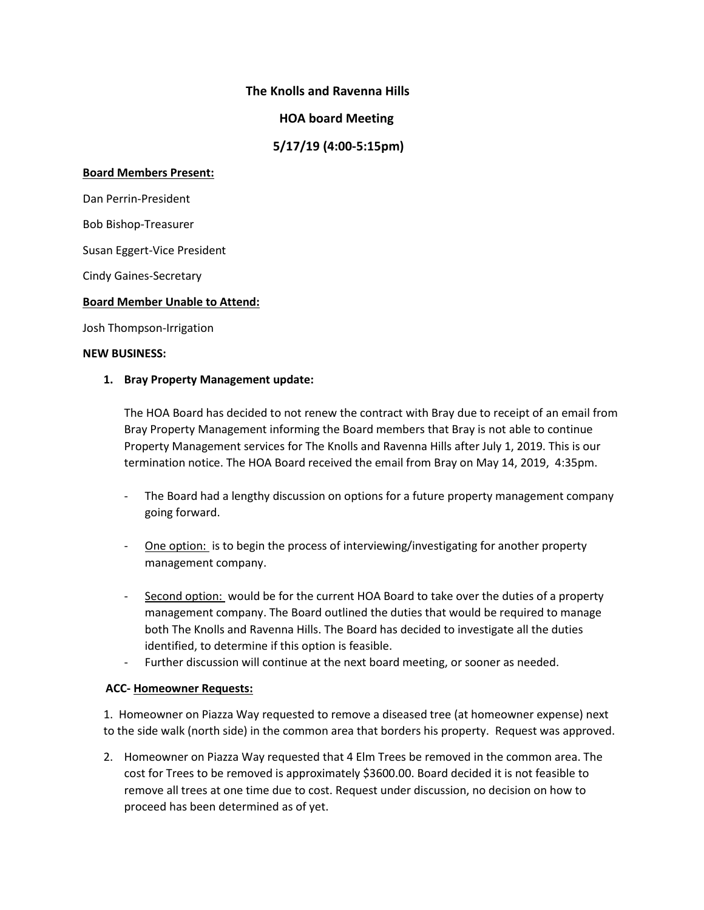**The Knolls and Ravenna Hills**

**HOA board Meeting**

**5/17/19 (4:00-5:15pm)**

**Board Members Present:**

Dan Perrin-President

Bob Bishop-Treasurer

Susan Eggert-Vice President

Cindy Gaines-Secretary

**Board Member Unable to Attend:**

Josh Thompson-Irrigation

**NEW BUSINESS:**

1. **Bray Property Management update:**

   The HOA Board has decided to not renew the contract with Bray due to receipt of an email from Bray Property Management informing the Board members that Bray is not able to continue Property Management services for The Knolls and Ravenna Hills after July 1, 2019. This is our termination notice. The HOA Board received the email from Bray on May 14, 2019, 4:35pm.

   - The Board had a lengthy discussion on options for a future property management company going forward.
   - One option: is to begin the process of interviewing/investigating for another property management company.
   - Second option: would be for the current HOA Board to take over the duties of a property management company. The Board outlined the duties that would be required to manage both The Knolls and Ravenna Hills. The Board has decided to investigate all the duties identified, to determine if this option is feasible.
   - Further discussion will continue at the next board meeting, or sooner as needed.

**ACC- Homeowner Requests:**

1. Homeowner on Piazza Way requested to remove a diseased tree (at homeowner expense) next to the side walk (north side) in the common area that borders his property. Request was approved.
2. Homeowner on Piazza Way requested that 4 Elm Trees be removed in the common area. The cost for Trees to be removed is approximately $3600.00. Board decided it is not feasible to remove all trees at one time due to cost. Request under discussion, no decision on how to proceed has been determined as of yet.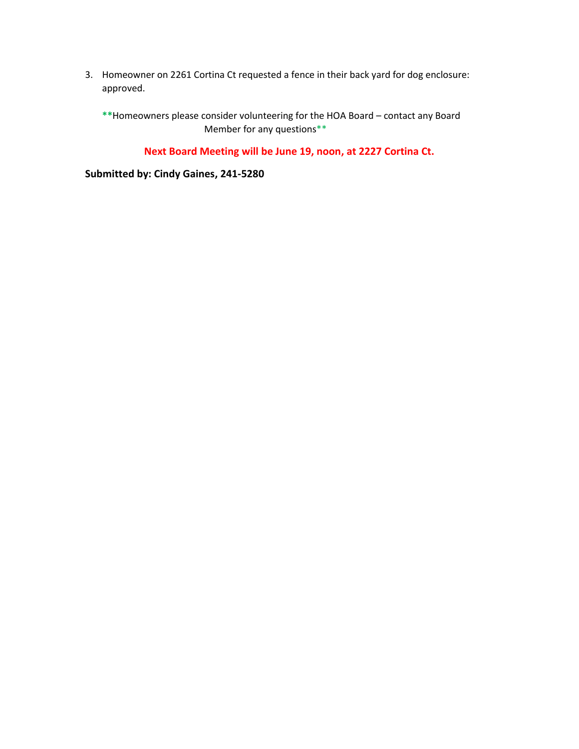3. Homeowner on 2261 Cortina Ct requested a fence in their back yard for dog enclosure: approved.

**Homeowners please consider volunteering for the HOA Board – contact any Board Member for any questions**

**Next Board Meeting will be June 19, noon, at 2227 Cortina Ct.**

**Submitted by: Cindy Gaines, 241-5280**